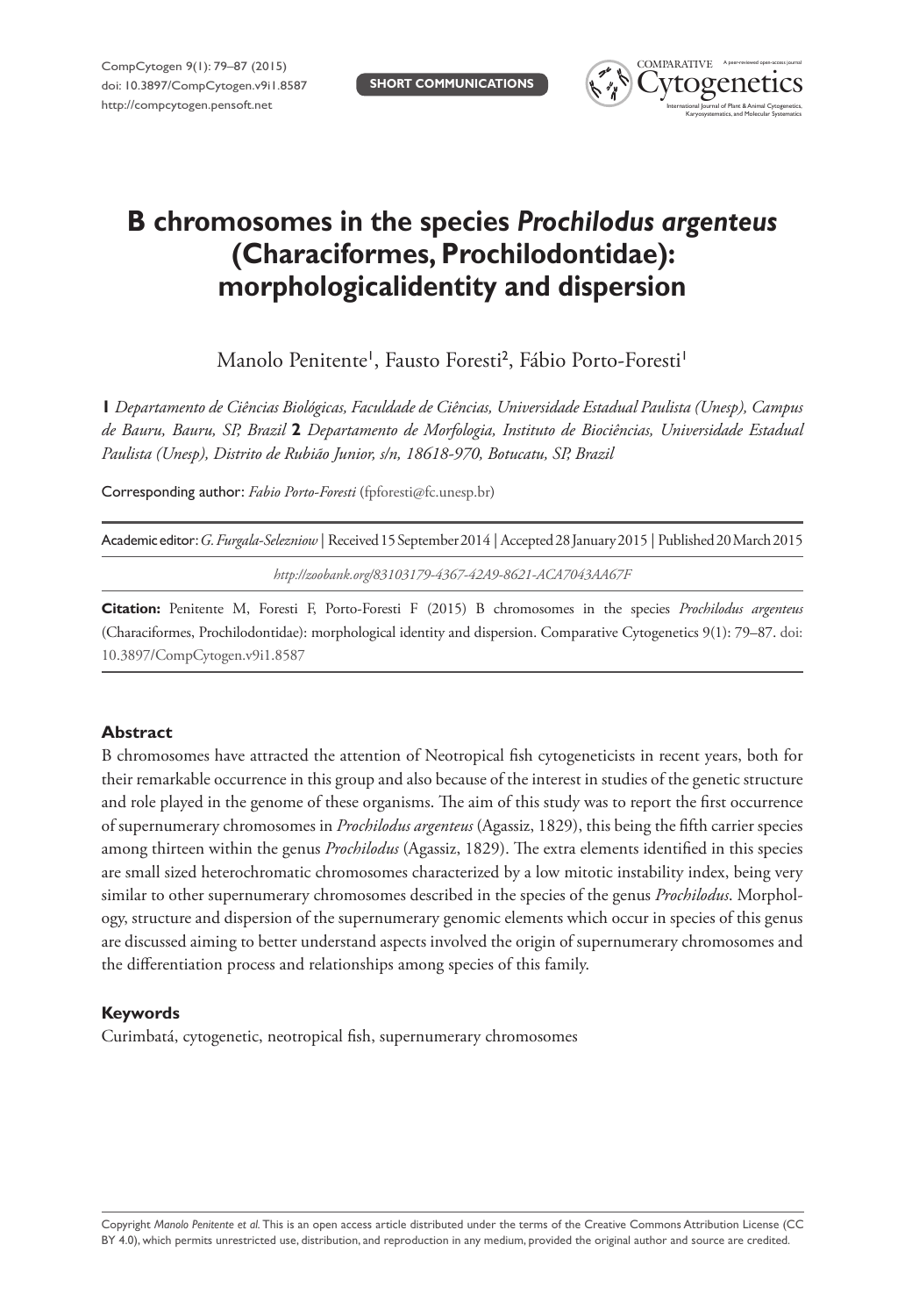# B chromosomes in the species *Prochilodus argenteus* (Characiformes, Prochilodontidae): morphologicalidentity and dispersion

Manolo Penitente[1], Fausto Foresti[2], Fábio Porto-Foresti[1]

**1** *Departamento de Ciências Biológicas, Faculdade de Ciências, Universidade Estadual Paulista (Unesp), Campus de Bauru, Bauru, SP, Brazil* **2** *Departamento de Morfologia, Instituto de Biociências, Universidade Estadual Paulista (Unesp), Distrito de Rubião Junior, s/n, 18618-970, Botucatu, SP, Brazil*

Corresponding author: *Fabio Porto-Foresti* (fpforesti@fc.unesp.br)

Academic editor: *G. Furgala-Selezniow* | Received 15 September 2014 | Accepted 28 January 2015 | Published 20 March 2015

*http://zoobank.org/83103179-4367-42A9-8621-ACA7043AA67F*

**Citation:** Penitente M, Foresti F, Porto-Foresti F (2015) B chromosomes in the species *Prochilodus argenteus* (Characiformes, Prochilodontidae): morphological identity and dispersion. Comparative Cytogenetics 9(1): 79–87. doi: 10.3897/CompCytogen.v9i1.8587

## Abstract

B chromosomes have attracted the attention of Neotropical fish cytogeneticists in recent years, both for their remarkable occurrence in this group and also because of the interest in studies of the genetic structure and role played in the genome of these organisms. The aim of this study was to report the first occurrence of supernumerary chromosomes in *Prochilodus argenteus* (Agassiz, 1829), this being the fifth carrier species among thirteen within the genus *Prochilodus* (Agassiz, 1829). The extra elements identified in this species are small sized heterochromatic chromosomes characterized by a low mitotic instability index, being very similar to other supernumerary chromosomes described in the species of the genus *Prochilodus*. Morphology, structure and dispersion of the supernumerary genomic elements which occur in species of this genus are discussed aiming to better understand aspects involved the origin of supernumerary chromosomes and the differentiation process and relationships among species of this family.

## Keywords

Curimbatá, cytogenetic, neotropical fish, supernumerary chromosomes

Copyright *Manolo Penitente et al.* This is an open access article distributed under the terms of the Creative Commons Attribution License (CC BY 4.0), which permits unrestricted use, distribution, and reproduction in any medium, provided the original author and source are credited.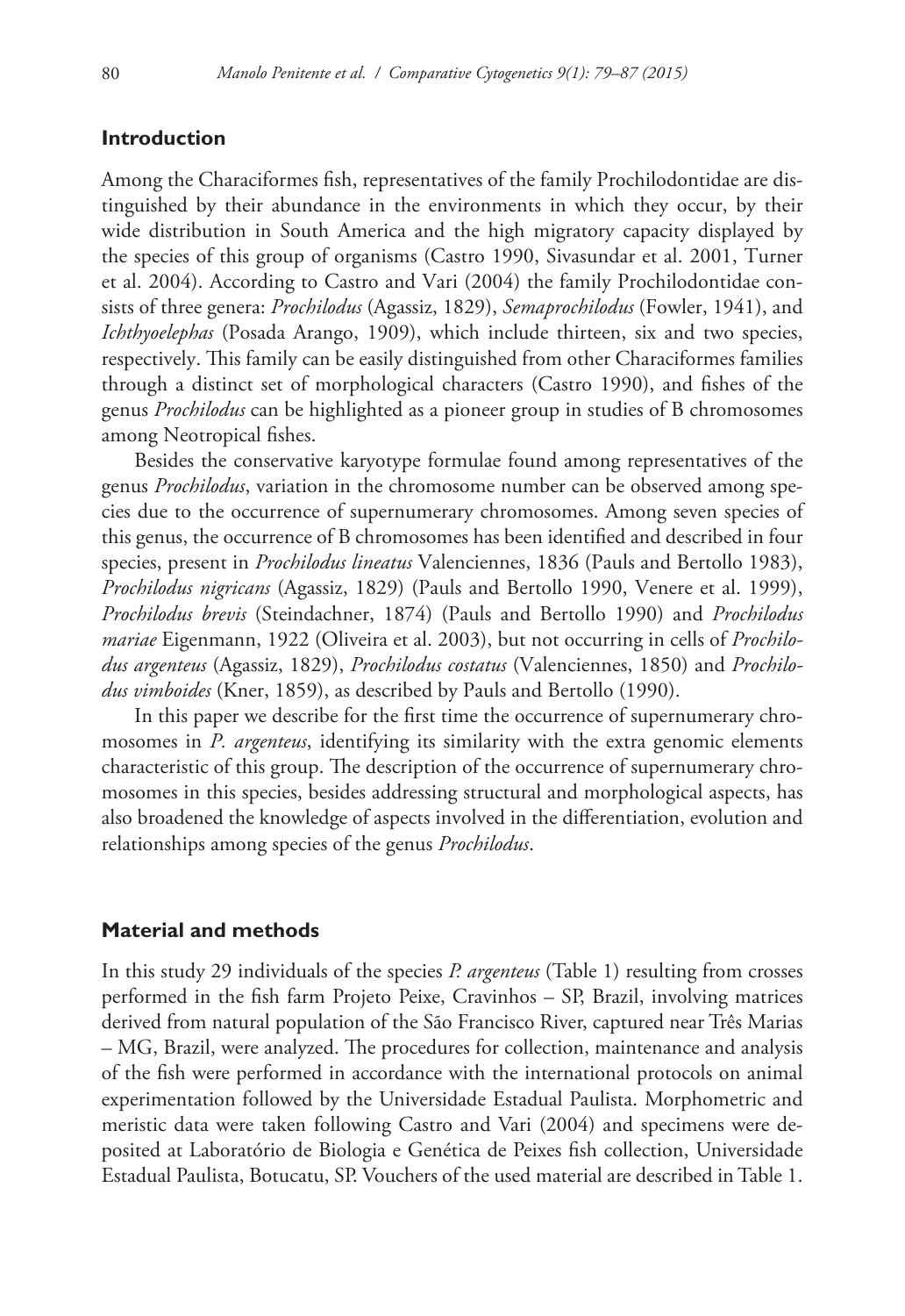## Introduction

Among the Characiformes fish, representatives of the family Prochilodontidae are distinguished by their abundance in the environments in which they occur, by their wide distribution in South America and the high migratory capacity displayed by the species of this group of organisms (Castro 1990, Sivasundar et al. 2001, Turner et al. 2004). According to Castro and Vari (2004) the family Prochilodontidae consists of three genera: *Prochilodus* (Agassiz, 1829), *Semaprochilodus* (Fowler, 1941), and *Ichthyoelephas* (Posada Arango, 1909), which include thirteen, six and two species, respectively. This family can be easily distinguished from other Characiformes families through a distinct set of morphological characters (Castro 1990), and fishes of the genus *Prochilodus* can be highlighted as a pioneer group in studies of B chromosomes among Neotropical fishes.

Besides the conservative karyotype formulae found among representatives of the genus *Prochilodus*, variation in the chromosome number can be observed among species due to the occurrence of supernumerary chromosomes. Among seven species of this genus, the occurrence of B chromosomes has been identified and described in four species, present in *Prochilodus lineatus* Valenciennes, 1836 (Pauls and Bertollo 1983), *Prochilodus nigricans* (Agassiz, 1829) (Pauls and Bertollo 1990, Venere et al. 1999), *Prochilodus brevis* (Steindachner, 1874) (Pauls and Bertollo 1990) and *Prochilodus mariae* Eigenmann, 1922 (Oliveira et al. 2003), but not occurring in cells of *Prochilodus argenteus* (Agassiz, 1829), *Prochilodus costatus* (Valenciennes, 1850) and *Prochilodus vimboides* (Kner, 1859), as described by Pauls and Bertollo (1990).

In this paper we describe for the first time the occurrence of supernumerary chromosomes in *P. argenteus*, identifying its similarity with the extra genomic elements characteristic of this group. The description of the occurrence of supernumerary chromosomes in this species, besides addressing structural and morphological aspects, has also broadened the knowledge of aspects involved in the differentiation, evolution and relationships among species of the genus *Prochilodus*.

## Material and methods

In this study 29 individuals of the species *P. argenteus* (Table 1) resulting from crosses performed in the fish farm Projeto Peixe, Cravinhos – SP, Brazil, involving matrices derived from natural population of the São Francisco River, captured near Três Marias – MG, Brazil, were analyzed. The procedures for collection, maintenance and analysis of the fish were performed in accordance with the international protocols on animal experimentation followed by the Universidade Estadual Paulista. Morphometric and meristic data were taken following Castro and Vari (2004) and specimens were deposited at Laboratório de Biologia e Genética de Peixes fish collection, Universidade Estadual Paulista, Botucatu, SP. Vouchers of the used material are described in Table 1.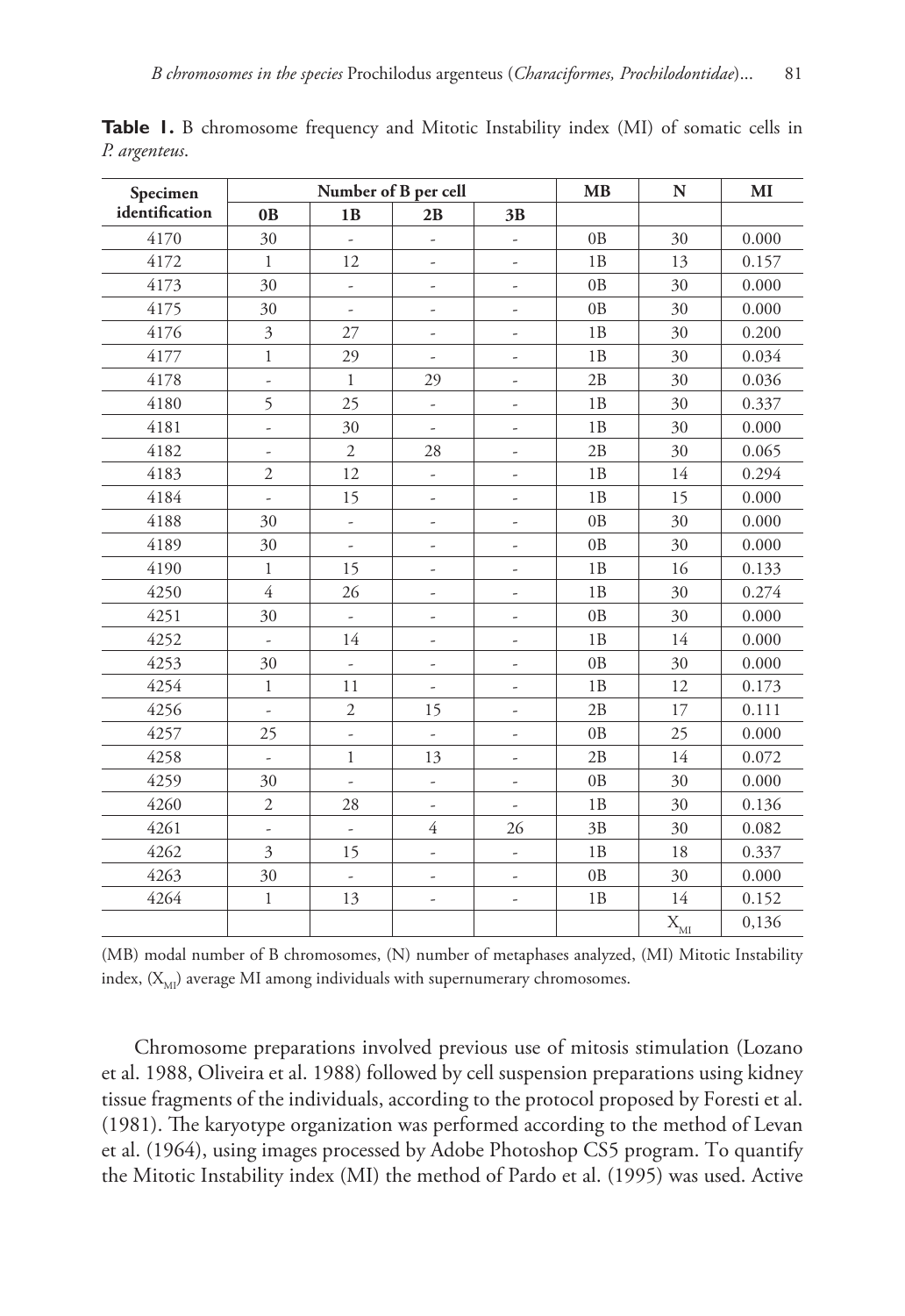**Table 1.** B chromosome frequency and Mitotic Instability index (MI) of somatic cells in *P. argenteus*.

| Specimen identification | Number of B per cell | | | | MB | N | MI |
|---|---|---|---|---|---|---|---|
| | 0B | 1B | 2B | 3B | | | |
| 4170 | 30 | - | - | - | 0B | 30 | 0.000 |
| 4172 | 1 | 12 | - | - | 1B | 13 | 0.157 |
| 4173 | 30 | - | - | - | 0B | 30 | 0.000 |
| 4175 | 30 | - | - | - | 0B | 30 | 0.000 |
| 4176 | 3 | 27 | - | - | 1B | 30 | 0.200 |
| 4177 | 1 | 29 | - | - | 1B | 30 | 0.034 |
| 4178 | - | 1 | 29 | - | 2B | 30 | 0.036 |
| 4180 | 5 | 25 | - | - | 1B | 30 | 0.337 |
| 4181 | - | 30 | - | - | 1B | 30 | 0.000 |
| 4182 | - | 2 | 28 | - | 2B | 30 | 0.065 |
| 4183 | 2 | 12 | - | - | 1B | 14 | 0.294 |
| 4184 | - | 15 | - | - | 1B | 15 | 0.000 |
| 4188 | 30 | - | - | - | 0B | 30 | 0.000 |
| 4189 | 30 | - | - | - | 0B | 30 | 0.000 |
| 4190 | 1 | 15 | - | - | 1B | 16 | 0.133 |
| 4250 | 4 | 26 | - | - | 1B | 30 | 0.274 |
| 4251 | 30 | - | - | - | 0B | 30 | 0.000 |
| 4252 | - | 14 | - | - | 1B | 14 | 0.000 |
| 4253 | 30 | - | - | - | 0B | 30 | 0.000 |
| 4254 | 1 | 11 | - | - | 1B | 12 | 0.173 |
| 4256 | - | 2 | 15 | - | 2B | 17 | 0.111 |
| 4257 | 25 | - | - | - | 0B | 25 | 0.000 |
| 4258 | - | 1 | 13 | - | 2B | 14 | 0.072 |
| 4259 | 30 | - | - | - | 0B | 30 | 0.000 |
| 4260 | 2 | 28 | - | - | 1B | 30 | 0.136 |
| 4261 | - | - | 4 | 26 | 3B | 30 | 0.082 |
| 4262 | 3 | 15 | - | - | 1B | 18 | 0.337 |
| 4263 | 30 | - | - | - | 0B | 30 | 0.000 |
| 4264 | 1 | 13 | - | - | 1B | 14 | 0.152 |
| | | | | | | $X_{MI}$ | 0,136 |

(MB) modal number of B chromosomes, (N) number of metaphases analyzed, (MI) Mitotic Instability index, ($X_{MI}$) average MI among individuals with supernumerary chromosomes.

Chromosome preparations involved previous use of mitosis stimulation (Lozano et al. 1988, Oliveira et al. 1988) followed by cell suspension preparations using kidney tissue fragments of the individuals, according to the protocol proposed by Foresti et al. (1981). The karyotype organization was performed according to the method of Levan et al. (1964), using images processed by Adobe Photoshop CS5 program. To quantify the Mitotic Instability index (MI) the method of Pardo et al. (1995) was used. Active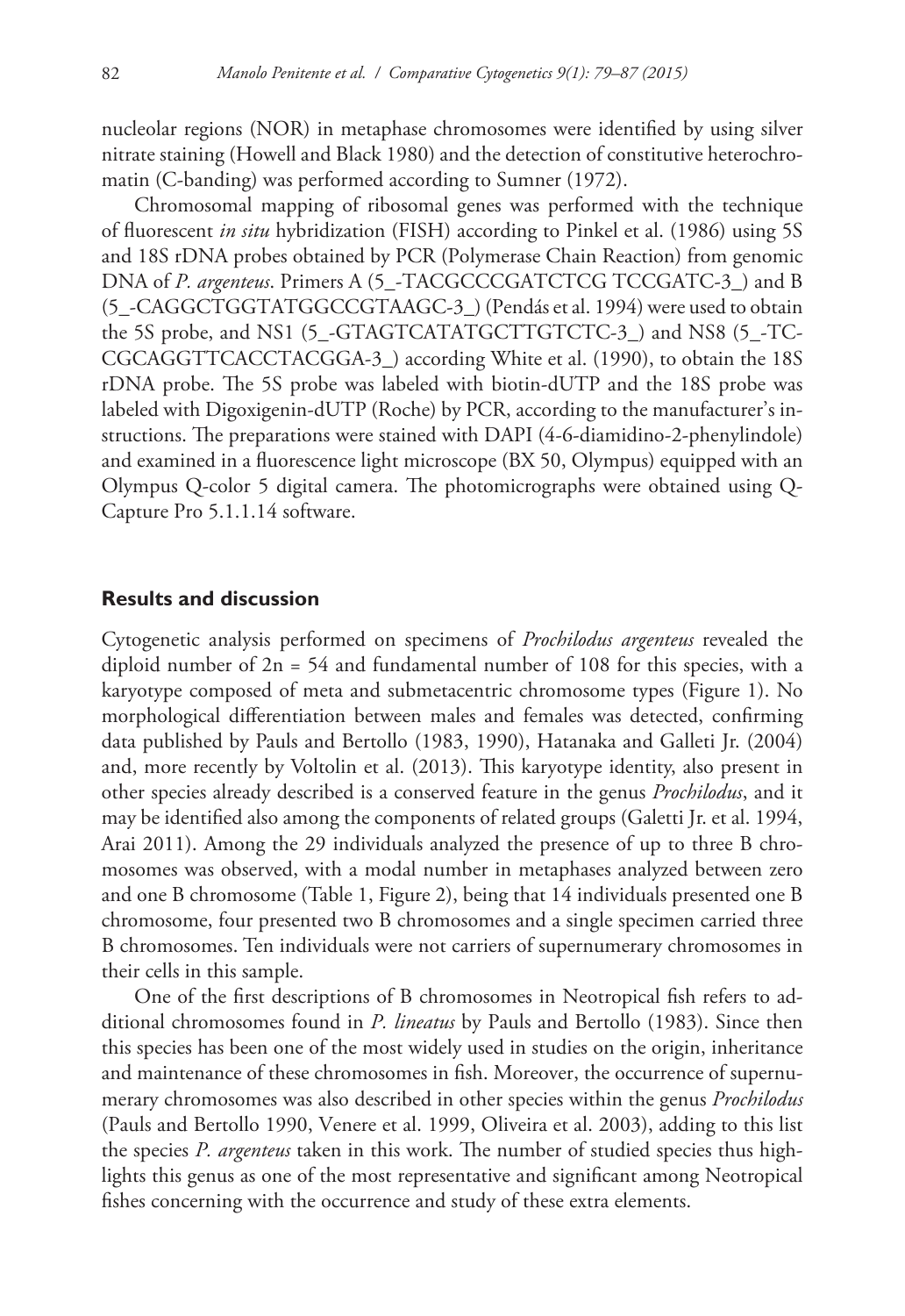nucleolar regions (NOR) in metaphase chromosomes were identified by using silver nitrate staining (Howell and Black 1980) and the detection of constitutive heterochromatin (C-banding) was performed according to Sumner (1972).

Chromosomal mapping of ribosomal genes was performed with the technique of fluorescent *in situ* hybridization (FISH) according to Pinkel et al. (1986) using 5S and 18S rDNA probes obtained by PCR (Polymerase Chain Reaction) from genomic DNA of *P. argenteus*. Primers A (5_-TACGCCCGATCTCG TCCGATC-3_) and B (5_-CAGGCTGGTATGGCCGTAAGC-3_) (Pendás et al. 1994) were used to obtain the 5S probe, and NS1 (5_-GTAGTCATATGCTTGTCTC-3_) and NS8 (5_-TCCGCAGGTTCACCTACGGA-3_) according White et al. (1990), to obtain the 18S rDNA probe. The 5S probe was labeled with biotin-dUTP and the 18S probe was labeled with Digoxigenin-dUTP (Roche) by PCR, according to the manufacturer's instructions. The preparations were stained with DAPI (4-6-diamidino-2-phenylindole) and examined in a fluorescence light microscope (BX 50, Olympus) equipped with an Olympus Q-color 5 digital camera. The photomicrographs were obtained using Q-Capture Pro 5.1.1.14 software.

## Results and discussion

Cytogenetic analysis performed on specimens of *Prochilodus argenteus* revealed the diploid number of 2n = 54 and fundamental number of 108 for this species, with a karyotype composed of meta and submetacentric chromosome types (Figure 1). No morphological differentiation between males and females was detected, confirming data published by Pauls and Bertollo (1983, 1990), Hatanaka and Galleti Jr. (2004) and, more recently by Voltolin et al. (2013). This karyotype identity, also present in other species already described is a conserved feature in the genus *Prochilodus*, and it may be identified also among the components of related groups (Galetti Jr. et al. 1994, Arai 2011). Among the 29 individuals analyzed the presence of up to three B chromosomes was observed, with a modal number in metaphases analyzed between zero and one B chromosome (Table 1, Figure 2), being that 14 individuals presented one B chromosome, four presented two B chromosomes and a single specimen carried three B chromosomes. Ten individuals were not carriers of supernumerary chromosomes in their cells in this sample.

One of the first descriptions of B chromosomes in Neotropical fish refers to additional chromosomes found in *P. lineatus* by Pauls and Bertollo (1983). Since then this species has been one of the most widely used in studies on the origin, inheritance and maintenance of these chromosomes in fish. Moreover, the occurrence of supernumerary chromosomes was also described in other species within the genus *Prochilodus* (Pauls and Bertollo 1990, Venere et al. 1999, Oliveira et al. 2003), adding to this list the species *P. argenteus* taken in this work. The number of studied species thus highlights this genus as one of the most representative and significant among Neotropical fishes concerning with the occurrence and study of these extra elements.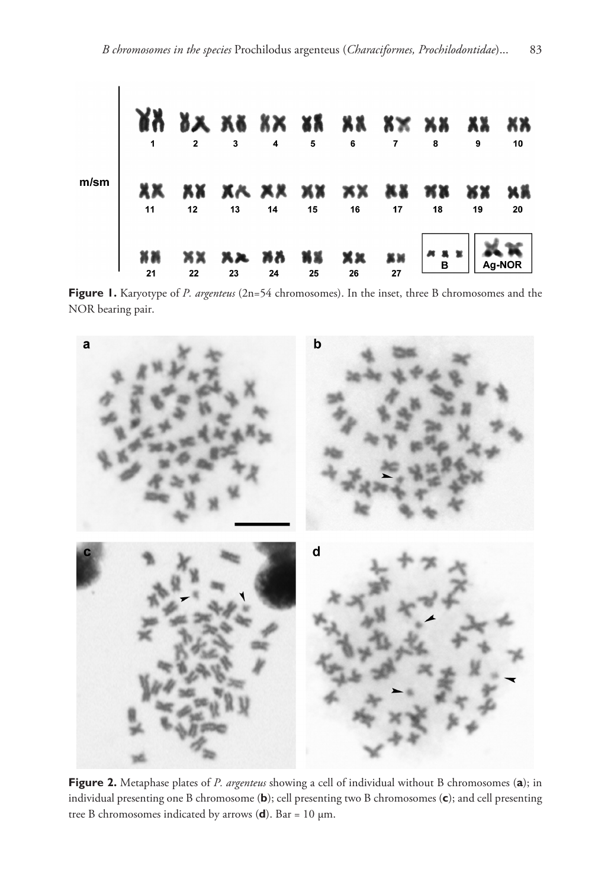**Figure 1.** Karyotype of *P. argenteus* (2n=54 chromosomes). In the inset, three B chromosomes and the NOR bearing pair.

**Figure 2.** Metaphase plates of *P. argenteus* showing a cell of individual without B chromosomes (**a**); in individual presenting one B chromosome (**b**); cell presenting two B chromosomes (**c**); and cell presenting tree B chromosomes indicated by arrows (**d**). Bar = 10 µm.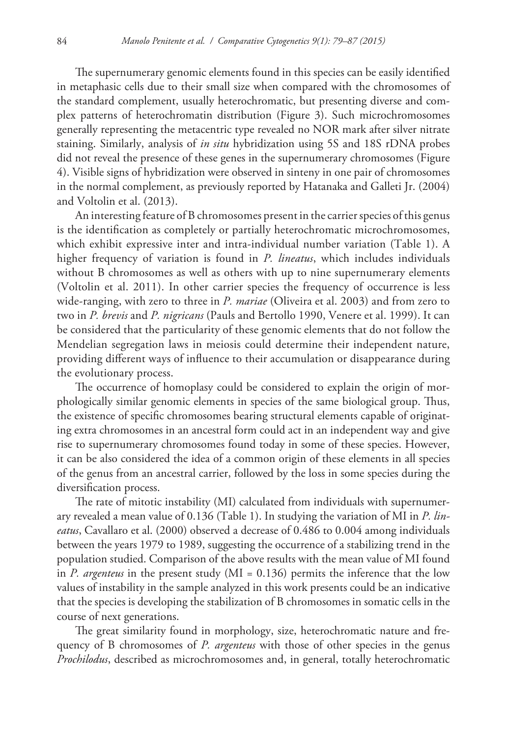The supernumerary genomic elements found in this species can be easily identified in metaphasic cells due to their small size when compared with the chromosomes of the standard complement, usually heterochromatic, but presenting diverse and complex patterns of heterochromatin distribution (Figure 3). Such microchromosomes generally representing the metacentric type revealed no NOR mark after silver nitrate staining. Similarly, analysis of *in situ* hybridization using 5S and 18S rDNA probes did not reveal the presence of these genes in the supernumerary chromosomes (Figure 4). Visible signs of hybridization were observed in sinteny in one pair of chromosomes in the normal complement, as previously reported by Hatanaka and Galleti Jr. (2004) and Voltolin et al. (2013).

An interesting feature of B chromosomes present in the carrier species of this genus is the identification as completely or partially heterochromatic microchromosomes, which exhibit expressive inter and intra-individual number variation (Table 1). A higher frequency of variation is found in *P. lineatus*, which includes individuals without B chromosomes as well as others with up to nine supernumerary elements (Voltolin et al. 2011). In other carrier species the frequency of occurrence is less wide-ranging, with zero to three in *P. mariae* (Oliveira et al. 2003) and from zero to two in *P. brevis* and *P. nigricans* (Pauls and Bertollo 1990, Venere et al. 1999). It can be considered that the particularity of these genomic elements that do not follow the Mendelian segregation laws in meiosis could determine their independent nature, providing different ways of influence to their accumulation or disappearance during the evolutionary process.

The occurrence of homoplasy could be considered to explain the origin of morphologically similar genomic elements in species of the same biological group. Thus, the existence of specific chromosomes bearing structural elements capable of originating extra chromosomes in an ancestral form could act in an independent way and give rise to supernumerary chromosomes found today in some of these species. However, it can be also considered the idea of a common origin of these elements in all species of the genus from an ancestral carrier, followed by the loss in some species during the diversification process.

The rate of mitotic instability (MI) calculated from individuals with supernumerary revealed a mean value of 0.136 (Table 1). In studying the variation of MI in *P. lineatus*, Cavallaro et al. (2000) observed a decrease of 0.486 to 0.004 among individuals between the years 1979 to 1989, suggesting the occurrence of a stabilizing trend in the population studied. Comparison of the above results with the mean value of MI found in *P. argenteus* in the present study (MI = 0.136) permits the inference that the low values of instability in the sample analyzed in this work presents could be an indicative that the species is developing the stabilization of B chromosomes in somatic cells in the course of next generations.

The great similarity found in morphology, size, heterochromatic nature and frequency of B chromosomes of *P. argenteus* with those of other species in the genus *Prochilodus*, described as microchromosomes and, in general, totally heterochromatic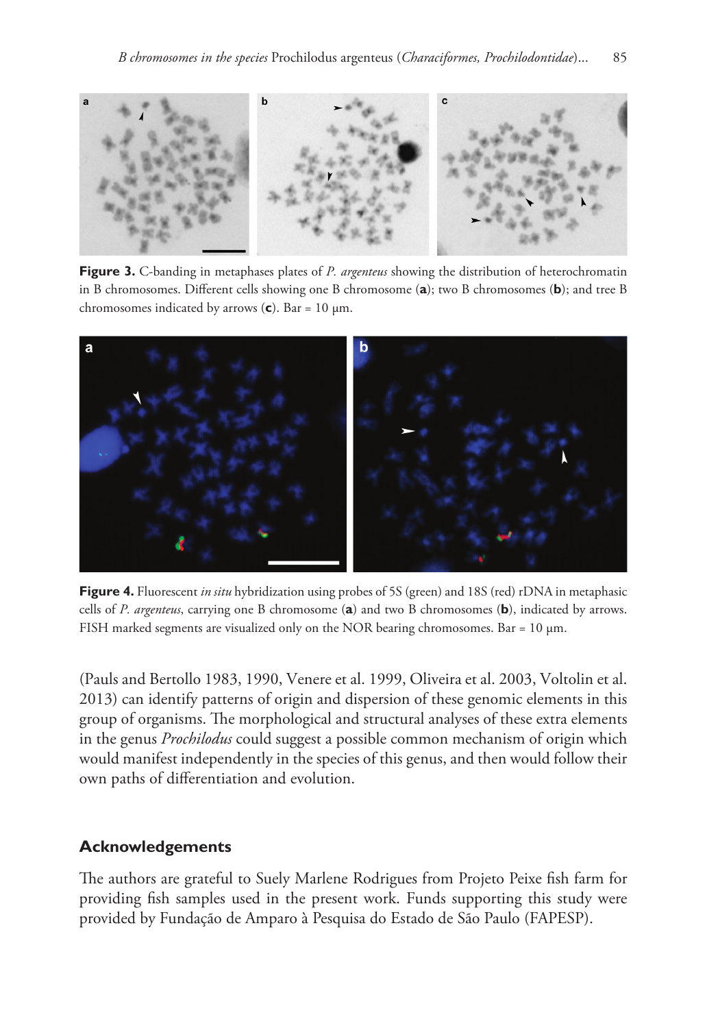**Figure 3.** C-banding in metaphases plates of *P. argenteus* showing the distribution of heterochromatin in B chromosomes. Different cells showing one B chromosome (**a**); two B chromosomes (**b**); and tree B chromosomes indicated by arrows (**c**). Bar = 10 µm.

**Figure 4.** Fluorescent *in situ* hybridization using probes of 5S (green) and 18S (red) rDNA in metaphasic cells of *P. argenteus*, carrying one B chromosome (**a**) and two B chromosomes (**b**), indicated by arrows. FISH marked segments are visualized only on the NOR bearing chromosomes. Bar = 10 µm.

(Pauls and Bertollo 1983, 1990, Venere et al. 1999, Oliveira et al. 2003, Voltolin et al. 2013) can identify patterns of origin and dispersion of these genomic elements in this group of organisms. The morphological and structural analyses of these extra elements in the genus *Prochilodus* could suggest a possible common mechanism of origin which would manifest independently in the species of this genus, and then would follow their own paths of differentiation and evolution.

## Acknowledgements

The authors are grateful to Suely Marlene Rodrigues from Projeto Peixe fish farm for providing fish samples used in the present work. Funds supporting this study were provided by Fundação de Amparo à Pesquisa do Estado de São Paulo (FAPESP).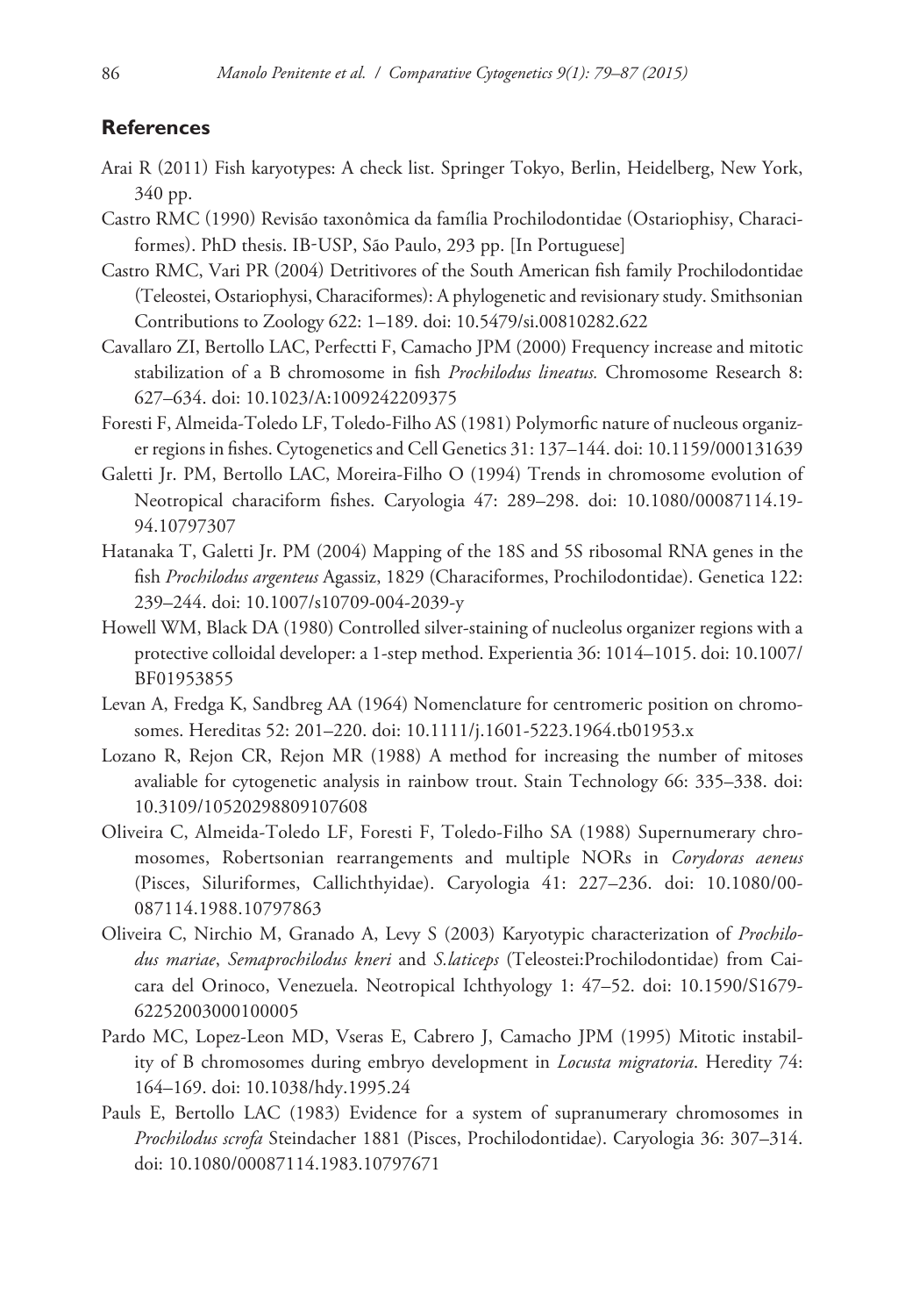## References

Arai R (2011) Fish karyotypes: A check list. Springer Tokyo, Berlin, Heidelberg, New York, 340 pp.

Castro RMC (1990) Revisão taxonômica da família Prochilodontidae (Ostariophisy, Characiformes). PhD thesis. IB-USP, São Paulo, 293 pp. [In Portuguese]

Castro RMC, Vari PR (2004) Detritivores of the South American fish family Prochilodontidae (Teleostei, Ostariophysi, Characiformes): A phylogenetic and revisionary study. Smithsonian Contributions to Zoology 622: 1–189. doi: 10.5479/si.00810282.622

Cavallaro ZI, Bertollo LAC, Perfectti F, Camacho JPM (2000) Frequency increase and mitotic stabilization of a B chromosome in fish *Prochilodus lineatus.* Chromosome Research 8: 627–634. doi: 10.1023/A:1009242209375

Foresti F, Almeida-Toledo LF, Toledo-Filho AS (1981) Polymorfic nature of nucleous organizer regions in fishes. Cytogenetics and Cell Genetics 31: 137–144. doi: 10.1159/000131639

Galetti Jr. PM, Bertollo LAC, Moreira-Filho O (1994) Trends in chromosome evolution of Neotropical characiform fishes. Caryologia 47: 289–298. doi: 10.1080/00087114.1994.10797307

Hatanaka T, Galetti Jr. PM (2004) Mapping of the 18S and 5S ribosomal RNA genes in the fish *Prochilodus argenteus* Agassiz, 1829 (Characiformes, Prochilodontidae). Genetica 122: 239–244. doi: 10.1007/s10709-004-2039-y

Howell WM, Black DA (1980) Controlled silver-staining of nucleolus organizer regions with a protective colloidal developer: a 1-step method. Experientia 36: 1014–1015. doi: 10.1007/BF01953855

Levan A, Fredga K, Sandbreg AA (1964) Nomenclature for centromeric position on chromosomes. Hereditas 52: 201–220. doi: 10.1111/j.1601-5223.1964.tb01953.x

Lozano R, Rejon CR, Rejon MR (1988) A method for increasing the number of mitoses avaliable for cytogenetic analysis in rainbow trout. Stain Technology 66: 335–338. doi: 10.3109/10520298809107608

Oliveira C, Almeida-Toledo LF, Foresti F, Toledo-Filho SA (1988) Supernumerary chromosomes, Robertsonian rearrangements and multiple NORs in *Corydoras aeneus* (Pisces, Siluriformes, Callichthyidae). Caryologia 41: 227–236. doi: 10.1080/00087114.1988.10797863

Oliveira C, Nirchio M, Granado A, Levy S (2003) Karyotypic characterization of *Prochilodus mariae*, *Semaprochilodus kneri* and *S.laticeps* (Teleostei:Prochilodontidae) from Caicara del Orinoco, Venezuela. Neotropical Ichthyology 1: 47–52. doi: 10.1590/S1679-62252003000100005

Pardo MC, Lopez-Leon MD, Vseras E, Cabrero J, Camacho JPM (1995) Mitotic instability of B chromosomes during embryo development in *Locusta migratoria*. Heredity 74: 164–169. doi: 10.1038/hdy.1995.24

Pauls E, Bertollo LAC (1983) Evidence for a system of supranumerary chromosomes in *Prochilodus scrofa* Steindacher 1881 (Pisces, Prochilodontidae). Caryologia 36: 307–314. doi: 10.1080/00087114.1983.10797671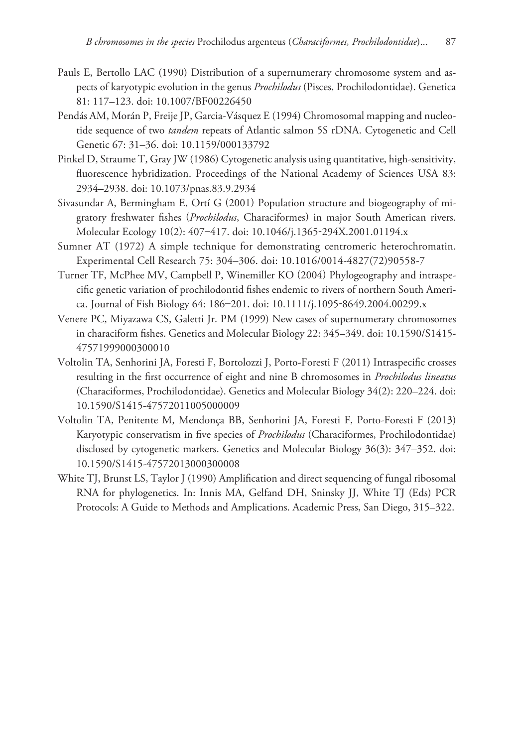Pauls E, Bertollo LAC (1990) Distribution of a supernumerary chromosome system and aspects of karyotypic evolution in the genus *Prochilodus* (Pisces, Prochilodontidae). Genetica 81: 117–123. doi: 10.1007/BF00226450

Pendás AM, Morán P, Freije JP, Garcia-Vásquez E (1994) Chromosomal mapping and nucleotide sequence of two *tandem* repeats of Atlantic salmon 5S rDNA. Cytogenetic and Cell Genetic 67: 31–36. doi: 10.1159/000133792

Pinkel D, Straume T, Gray JW (1986) Cytogenetic analysis using quantitative, high-sensitivity, fluorescence hybridization. Proceedings of the National Academy of Sciences USA 83: 2934–2938. doi: 10.1073/pnas.83.9.2934

Sivasundar A, Bermingham E, Ortí G (2001) Population structure and biogeography of migratory freshwater fishes (*Prochilodus*, Characiformes) in major South American rivers. Molecular Ecology 10(2): 407–417. doi: 10.1046/j.1365-294X.2001.01194.x

Sumner AT (1972) A simple technique for demonstrating centromeric heterochromatin. Experimental Cell Research 75: 304–306. doi: 10.1016/0014-4827(72)90558-7

Turner TF, McPhee MV, Campbell P, Winemiller KO (2004) Phylogeography and intraspecific genetic variation of prochilodontid fishes endemic to rivers of northern South America. Journal of Fish Biology 64: 186–201. doi: 10.1111/j.1095-8649.2004.00299.x

Venere PC, Miyazawa CS, Galetti Jr. PM (1999) New cases of supernumerary chromosomes in characiform fishes. Genetics and Molecular Biology 22: 345–349. doi: 10.1590/S1415-47571999000300010

Voltolin TA, Senhorini JA, Foresti F, Bortolozzi J, Porto-Foresti F (2011) Intraspecific crosses resulting in the first occurrence of eight and nine B chromosomes in *Prochilodus lineatus* (Characiformes, Prochilodontidae). Genetics and Molecular Biology 34(2): 220–224. doi: 10.1590/S1415-47572011005000009

Voltolin TA, Penitente M, Mendonça BB, Senhorini JA, Foresti F, Porto-Foresti F (2013) Karyotypic conservatism in five species of *Prochilodus* (Characiformes, Prochilodontidae) disclosed by cytogenetic markers. Genetics and Molecular Biology 36(3): 347–352. doi: 10.1590/S1415-47572013000300008

White TJ, Brunst LS, Taylor J (1990) Amplification and direct sequencing of fungal ribosomal RNA for phylogenetics. In: Innis MA, Gelfand DH, Sninsky JJ, White TJ (Eds) PCR Protocols: A Guide to Methods and Amplications. Academic Press, San Diego, 315–322.